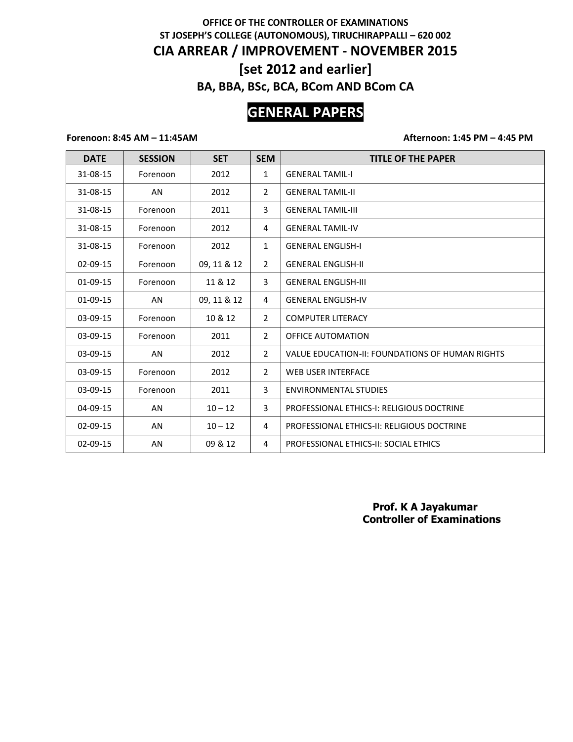**OFFICE OF THE CONTROLLER OF EXAMINATIONS**

**ST JOSEPH'S COLLEGE (AUTONOMOUS), TIRUCHIRAPPALLI – 620 002**

# CIA ARREAR / IMPROVEMENT - NOVEMBER 2015

## [set 2012 and earlier]

### BA, BBA, BSc, BCA, BCom AND BCom CA

## GENERAL PAPERS

**Forenoon: 8:45 AM – 11:45AM** **Afternoon: 1:45 PM – 4:45 PM**

| DATE | SESSION | SET | SEM | TITLE OF THE PAPER |
|---|---|---|---|---|
| 31-08-15 | Forenoon | 2012 | 1 | GENERAL TAMIL-I |
| 31-08-15 | AN | 2012 | 2 | GENERAL TAMIL-II |
| 31-08-15 | Forenoon | 2011 | 3 | GENERAL TAMIL-III |
| 31-08-15 | Forenoon | 2012 | 4 | GENERAL TAMIL-IV |
| 31-08-15 | Forenoon | 2012 | 1 | GENERAL ENGLISH-I |
| 02-09-15 | Forenoon | 09, 11 & 12 | 2 | GENERAL ENGLISH-II |
| 01-09-15 | Forenoon | 11 & 12 | 3 | GENERAL ENGLISH-III |
| 01-09-15 | AN | 09, 11 & 12 | 4 | GENERAL ENGLISH-IV |
| 03-09-15 | Forenoon | 10 & 12 | 2 | COMPUTER LITERACY |
| 03-09-15 | Forenoon | 2011 | 2 | OFFICE AUTOMATION |
| 03-09-15 | AN | 2012 | 2 | VALUE EDUCATION-II: FOUNDATIONS OF HUMAN RIGHTS |
| 03-09-15 | Forenoon | 2012 | 2 | WEB USER INTERFACE |
| 03-09-15 | Forenoon | 2011 | 3 | ENVIRONMENTAL STUDIES |
| 04-09-15 | AN | 10 – 12 | 3 | PROFESSIONAL ETHICS-I: RELIGIOUS DOCTRINE |
| 02-09-15 | AN | 10 – 12 | 4 | PROFESSIONAL ETHICS-II: RELIGIOUS DOCTRINE |
| 02-09-15 | AN | 09 & 12 | 4 | PROFESSIONAL ETHICS-II: SOCIAL ETHICS |

**Prof. K A Jayakumar**
**Controller of Examinations**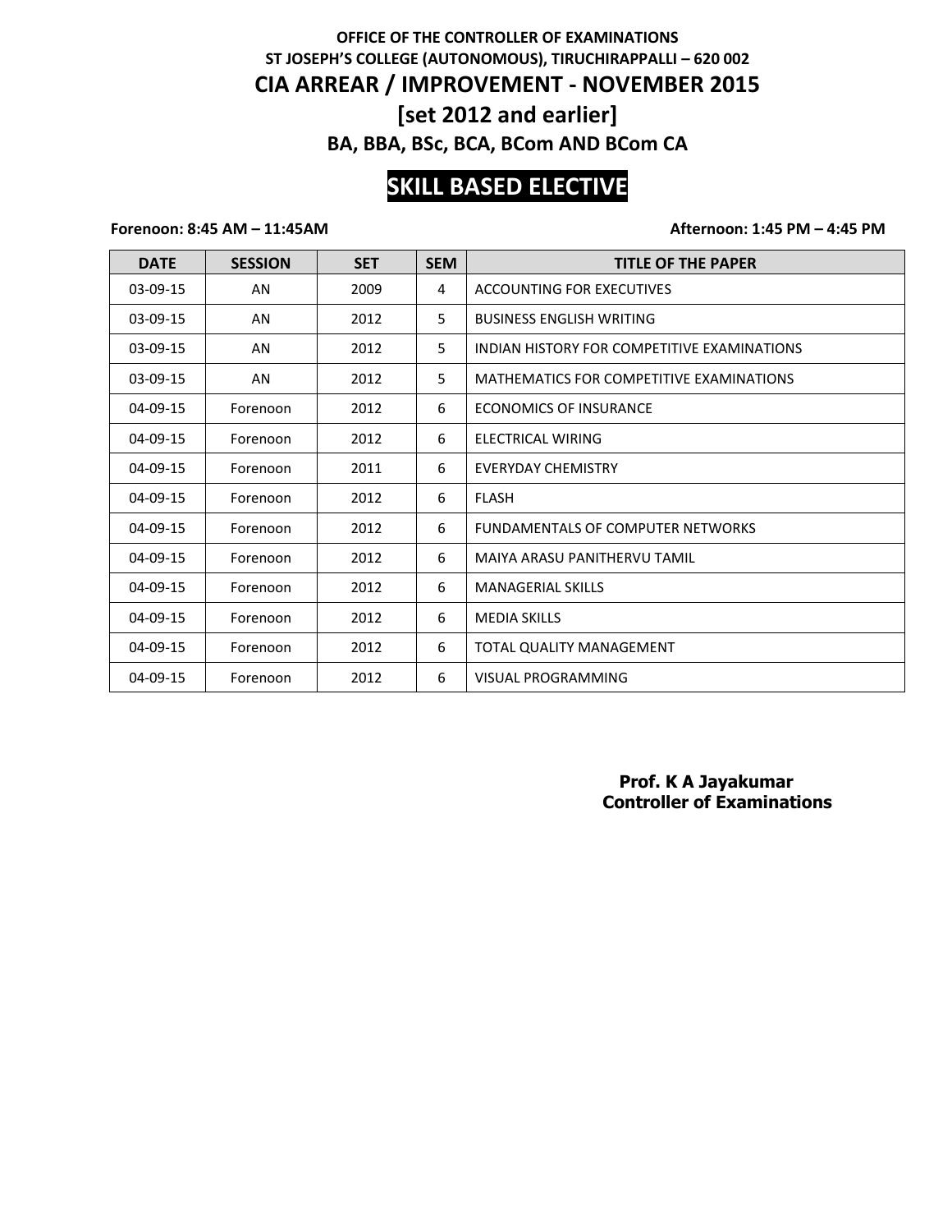**OFFICE OF THE CONTROLLER OF EXAMINATIONS**

**ST JOSEPH'S COLLEGE (AUTONOMOUS), TIRUCHIRAPPALLI – 620 002**

# CIA ARREAR / IMPROVEMENT - NOVEMBER 2015

## [set 2012 and earlier]

### BA, BBA, BSc, BCA, BCom AND BCom CA

## SKILL BASED ELECTIVE

**Forenoon: 8:45 AM – 11:45AM** **Afternoon: 1:45 PM – 4:45 PM**

| DATE | SESSION | SET | SEM | TITLE OF THE PAPER |
|---|---|---|---|---|
| 03-09-15 | AN | 2009 | 4 | ACCOUNTING FOR EXECUTIVES |
| 03-09-15 | AN | 2012 | 5 | BUSINESS ENGLISH WRITING |
| 03-09-15 | AN | 2012 | 5 | INDIAN HISTORY FOR COMPETITIVE EXAMINATIONS |
| 03-09-15 | AN | 2012 | 5 | MATHEMATICS FOR COMPETITIVE EXAMINATIONS |
| 04-09-15 | Forenoon | 2012 | 6 | ECONOMICS OF INSURANCE |
| 04-09-15 | Forenoon | 2012 | 6 | ELECTRICAL WIRING |
| 04-09-15 | Forenoon | 2011 | 6 | EVERYDAY CHEMISTRY |
| 04-09-15 | Forenoon | 2012 | 6 | FLASH |
| 04-09-15 | Forenoon | 2012 | 6 | FUNDAMENTALS OF COMPUTER NETWORKS |
| 04-09-15 | Forenoon | 2012 | 6 | MAIYA ARASU PANITHERVU TAMIL |
| 04-09-15 | Forenoon | 2012 | 6 | MANAGERIAL SKILLS |
| 04-09-15 | Forenoon | 2012 | 6 | MEDIA SKILLS |
| 04-09-15 | Forenoon | 2012 | 6 | TOTAL QUALITY MANAGEMENT |
| 04-09-15 | Forenoon | 2012 | 6 | VISUAL PROGRAMMING |

**Prof. K A Jayakumar**
**Controller of Examinations**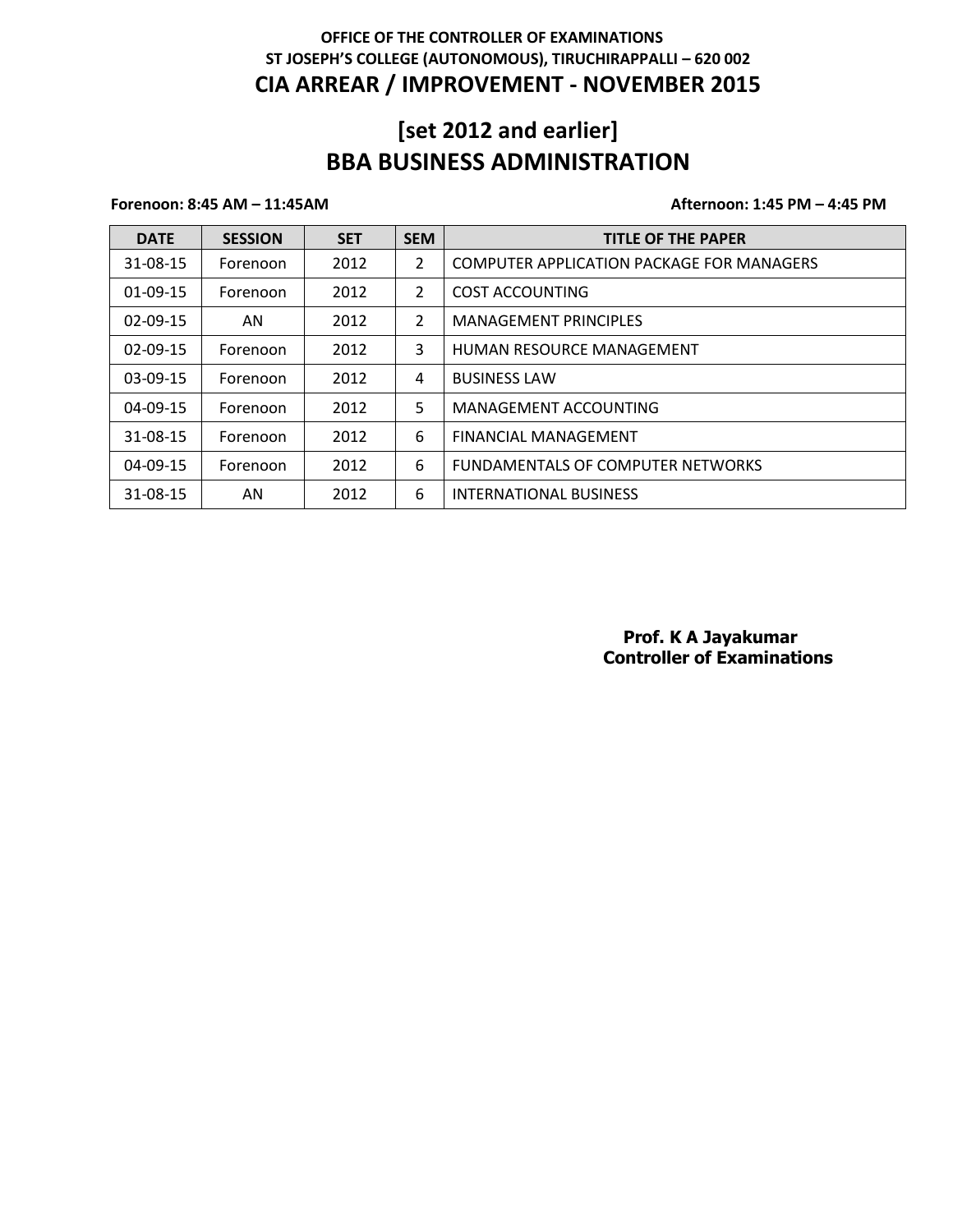**OFFICE OF THE CONTROLLER OF EXAMINATIONS**
**ST JOSEPH'S COLLEGE (AUTONOMOUS), TIRUCHIRAPPALLI – 620 002**

# CIA ARREAR / IMPROVEMENT - NOVEMBER 2015

# [set 2012 and earlier]
# BBA BUSINESS ADMINISTRATION

**Forenoon: 8:45 AM – 11:45AM** **Afternoon: 1:45 PM – 4:45 PM**

| DATE | SESSION | SET | SEM | TITLE OF THE PAPER |
|---|---|---|---|---|
| 31-08-15 | Forenoon | 2012 | 2 | COMPUTER APPLICATION PACKAGE FOR MANAGERS |
| 01-09-15 | Forenoon | 2012 | 2 | COST ACCOUNTING |
| 02-09-15 | AN | 2012 | 2 | MANAGEMENT PRINCIPLES |
| 02-09-15 | Forenoon | 2012 | 3 | HUMAN RESOURCE MANAGEMENT |
| 03-09-15 | Forenoon | 2012 | 4 | BUSINESS LAW |
| 04-09-15 | Forenoon | 2012 | 5 | MANAGEMENT ACCOUNTING |
| 31-08-15 | Forenoon | 2012 | 6 | FINANCIAL MANAGEMENT |
| 04-09-15 | Forenoon | 2012 | 6 | FUNDAMENTALS OF COMPUTER NETWORKS |
| 31-08-15 | AN | 2012 | 6 | INTERNATIONAL BUSINESS |

**Prof. K A Jayakumar**
**Controller of Examinations**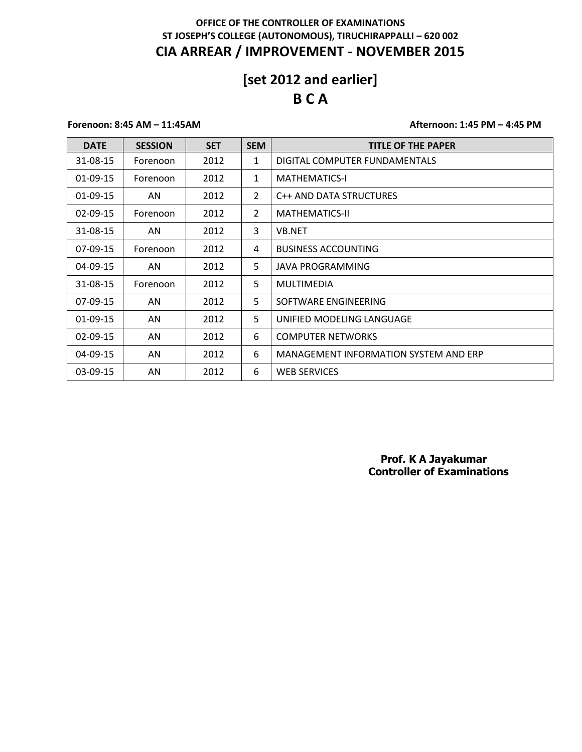**OFFICE OF THE CONTROLLER OF EXAMINATIONS**
**ST JOSEPH'S COLLEGE (AUTONOMOUS), TIRUCHIRAPPALLI – 620 002**

# CIA ARREAR / IMPROVEMENT - NOVEMBER 2015

## [set 2012 and earlier]

## B C A

**Forenoon: 8:45 AM – 11:45AM** **Afternoon: 1:45 PM – 4:45 PM**

| DATE | SESSION | SET | SEM | TITLE OF THE PAPER |
|---|---|---|---|---|
| 31-08-15 | Forenoon | 2012 | 1 | DIGITAL COMPUTER FUNDAMENTALS |
| 01-09-15 | Forenoon | 2012 | 1 | MATHEMATICS-I |
| 01-09-15 | AN | 2012 | 2 | C++ AND DATA STRUCTURES |
| 02-09-15 | Forenoon | 2012 | 2 | MATHEMATICS-II |
| 31-08-15 | AN | 2012 | 3 | VB.NET |
| 07-09-15 | Forenoon | 2012 | 4 | BUSINESS ACCOUNTING |
| 04-09-15 | AN | 2012 | 5 | JAVA PROGRAMMING |
| 31-08-15 | Forenoon | 2012 | 5 | MULTIMEDIA |
| 07-09-15 | AN | 2012 | 5 | SOFTWARE ENGINEERING |
| 01-09-15 | AN | 2012 | 5 | UNIFIED MODELING LANGUAGE |
| 02-09-15 | AN | 2012 | 6 | COMPUTER NETWORKS |
| 04-09-15 | AN | 2012 | 6 | MANAGEMENT INFORMATION SYSTEM AND ERP |
| 03-09-15 | AN | 2012 | 6 | WEB SERVICES |

**Prof. K A Jayakumar**
**Controller of Examinations**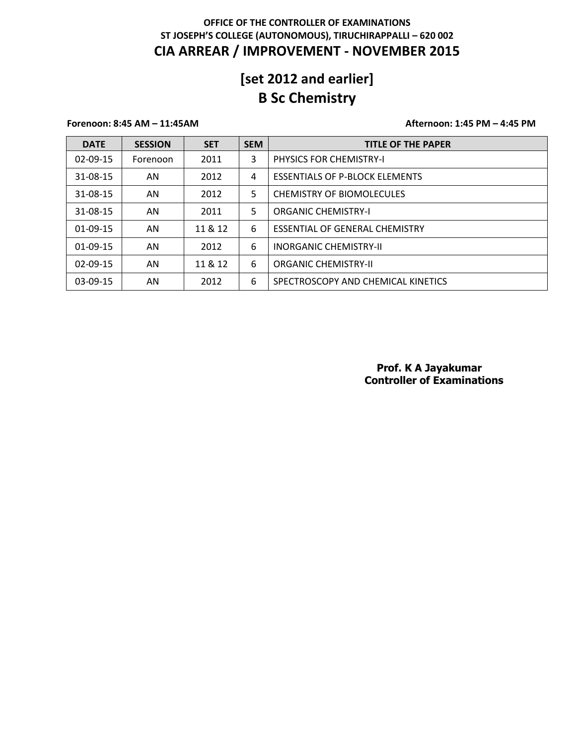**OFFICE OF THE CONTROLLER OF EXAMINATIONS**
**ST JOSEPH'S COLLEGE (AUTONOMOUS), TIRUCHIRAPPALLI – 620 002**

# CIA ARREAR / IMPROVEMENT - NOVEMBER 2015

## [set 2012 and earlier]
## B Sc Chemistry

**Forenoon: 8:45 AM – 11:45AM** **Afternoon: 1:45 PM – 4:45 PM**

| DATE | SESSION | SET | SEM | TITLE OF THE PAPER |
|---|---|---|---|---|
| 02-09-15 | Forenoon | 2011 | 3 | PHYSICS FOR CHEMISTRY-I |
| 31-08-15 | AN | 2012 | 4 | ESSENTIALS OF P-BLOCK ELEMENTS |
| 31-08-15 | AN | 2012 | 5 | CHEMISTRY OF BIOMOLECULES |
| 31-08-15 | AN | 2011 | 5 | ORGANIC CHEMISTRY-I |
| 01-09-15 | AN | 11 & 12 | 6 | ESSENTIAL OF GENERAL CHEMISTRY |
| 01-09-15 | AN | 2012 | 6 | INORGANIC CHEMISTRY-II |
| 02-09-15 | AN | 11 & 12 | 6 | ORGANIC CHEMISTRY-II |
| 03-09-15 | AN | 2012 | 6 | SPECTROSCOPY AND CHEMICAL KINETICS |

**Prof. K A Jayakumar**
**Controller of Examinations**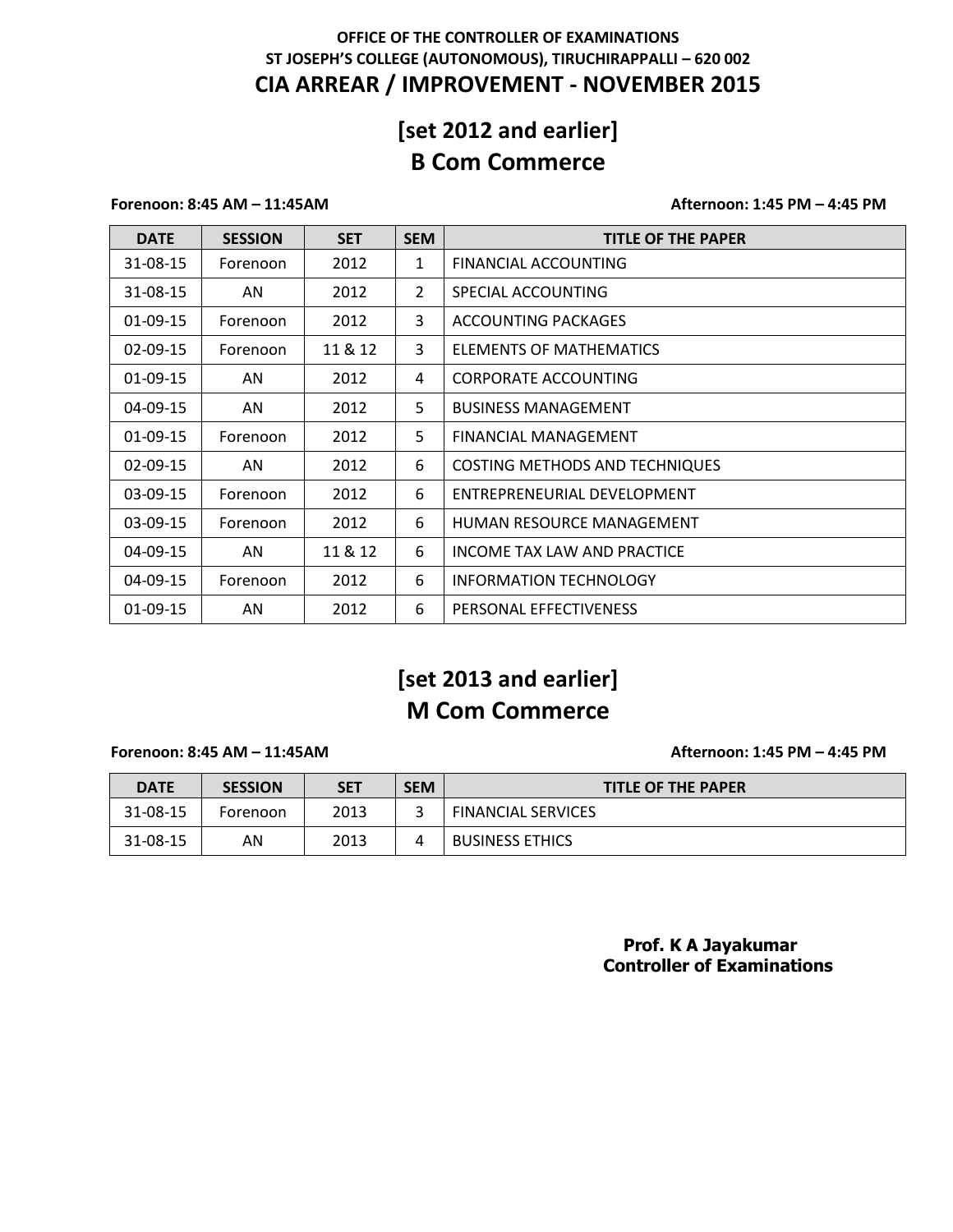**OFFICE OF THE CONTROLLER OF EXAMINATIONS**
**ST JOSEPH'S COLLEGE (AUTONOMOUS), TIRUCHIRAPPALLI – 620 002**

# CIA ARREAR / IMPROVEMENT - NOVEMBER 2015

## [set 2012 and earlier]
## B Com Commerce

**Forenoon: 8:45 AM – 11:45AM** **Afternoon: 1:45 PM – 4:45 PM**

| DATE | SESSION | SET | SEM | TITLE OF THE PAPER |
|---|---|---|---|---|
| 31-08-15 | Forenoon | 2012 | 1 | FINANCIAL ACCOUNTING |
| 31-08-15 | AN | 2012 | 2 | SPECIAL ACCOUNTING |
| 01-09-15 | Forenoon | 2012 | 3 | ACCOUNTING PACKAGES |
| 02-09-15 | Forenoon | 11 & 12 | 3 | ELEMENTS OF MATHEMATICS |
| 01-09-15 | AN | 2012 | 4 | CORPORATE ACCOUNTING |
| 04-09-15 | AN | 2012 | 5 | BUSINESS MANAGEMENT |
| 01-09-15 | Forenoon | 2012 | 5 | FINANCIAL MANAGEMENT |
| 02-09-15 | AN | 2012 | 6 | COSTING METHODS AND TECHNIQUES |
| 03-09-15 | Forenoon | 2012 | 6 | ENTREPRENEURIAL DEVELOPMENT |
| 03-09-15 | Forenoon | 2012 | 6 | HUMAN RESOURCE MANAGEMENT |
| 04-09-15 | AN | 11 & 12 | 6 | INCOME TAX LAW AND PRACTICE |
| 04-09-15 | Forenoon | 2012 | 6 | INFORMATION TECHNOLOGY |
| 01-09-15 | AN | 2012 | 6 | PERSONAL EFFECTIVENESS |

## [set 2013 and earlier]
## M Com Commerce

**Forenoon: 8:45 AM – 11:45AM** **Afternoon: 1:45 PM – 4:45 PM**

| DATE | SESSION | SET | SEM | TITLE OF THE PAPER |
|---|---|---|---|---|
| 31-08-15 | Forenoon | 2013 | 3 | FINANCIAL SERVICES |
| 31-08-15 | AN | 2013 | 4 | BUSINESS ETHICS |

**Prof. K A Jayakumar**
**Controller of Examinations**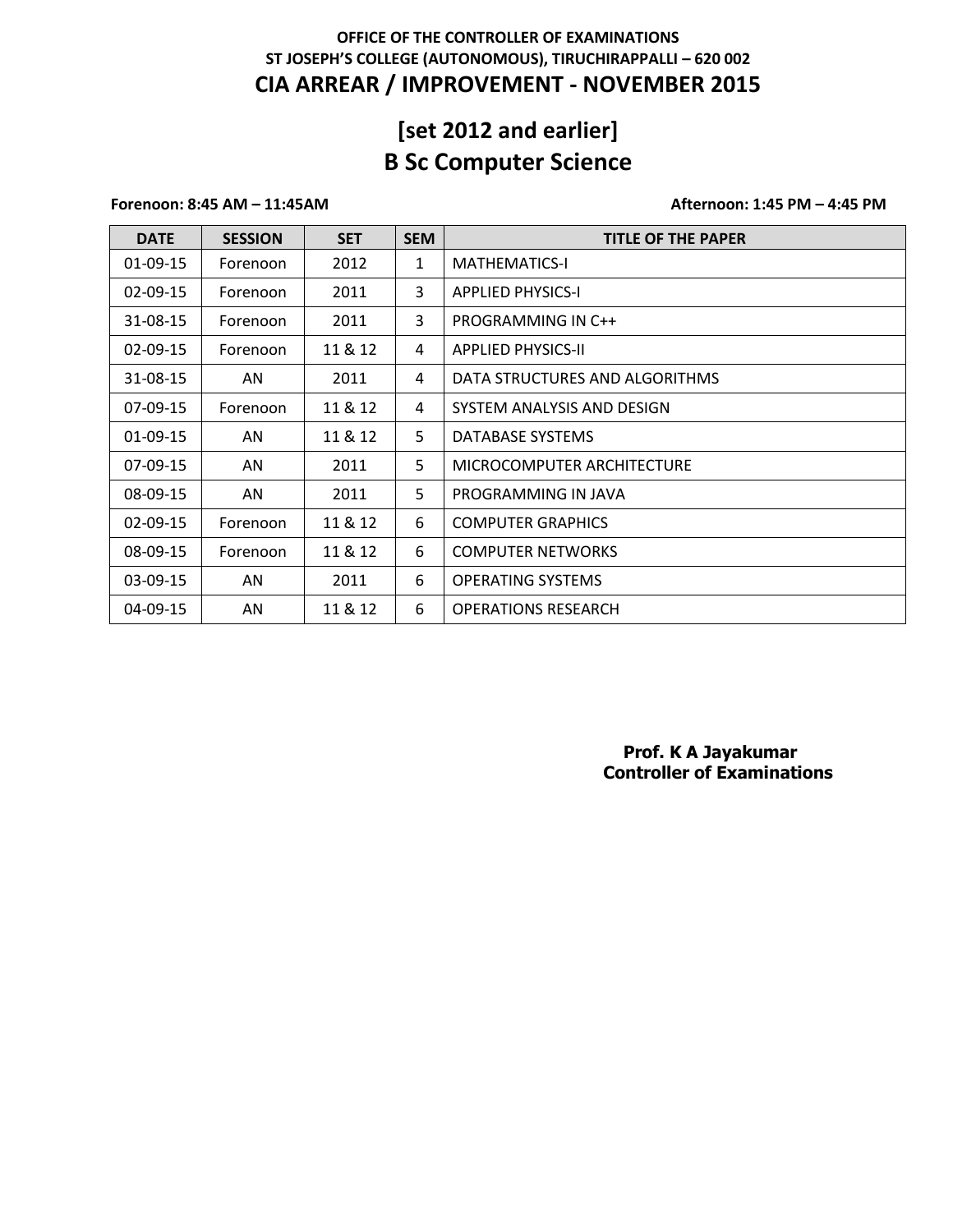**OFFICE OF THE CONTROLLER OF EXAMINATIONS**
**ST JOSEPH'S COLLEGE (AUTONOMOUS), TIRUCHIRAPPALLI – 620 002**

# CIA ARREAR / IMPROVEMENT - NOVEMBER 2015

## [set 2012 and earlier]
## B Sc Computer Science

**Forenoon: 8:45 AM – 11:45AM** **Afternoon: 1:45 PM – 4:45 PM**

| DATE | SESSION | SET | SEM | TITLE OF THE PAPER |
|---|---|---|---|---|
| 01-09-15 | Forenoon | 2012 | 1 | MATHEMATICS-I |
| 02-09-15 | Forenoon | 2011 | 3 | APPLIED PHYSICS-I |
| 31-08-15 | Forenoon | 2011 | 3 | PROGRAMMING IN C++ |
| 02-09-15 | Forenoon | 11 & 12 | 4 | APPLIED PHYSICS-II |
| 31-08-15 | AN | 2011 | 4 | DATA STRUCTURES AND ALGORITHMS |
| 07-09-15 | Forenoon | 11 & 12 | 4 | SYSTEM ANALYSIS AND DESIGN |
| 01-09-15 | AN | 11 & 12 | 5 | DATABASE SYSTEMS |
| 07-09-15 | AN | 2011 | 5 | MICROCOMPUTER ARCHITECTURE |
| 08-09-15 | AN | 2011 | 5 | PROGRAMMING IN JAVA |
| 02-09-15 | Forenoon | 11 & 12 | 6 | COMPUTER GRAPHICS |
| 08-09-15 | Forenoon | 11 & 12 | 6 | COMPUTER NETWORKS |
| 03-09-15 | AN | 2011 | 6 | OPERATING SYSTEMS |
| 04-09-15 | AN | 11 & 12 | 6 | OPERATIONS RESEARCH |

**Prof. K A Jayakumar**
**Controller of Examinations**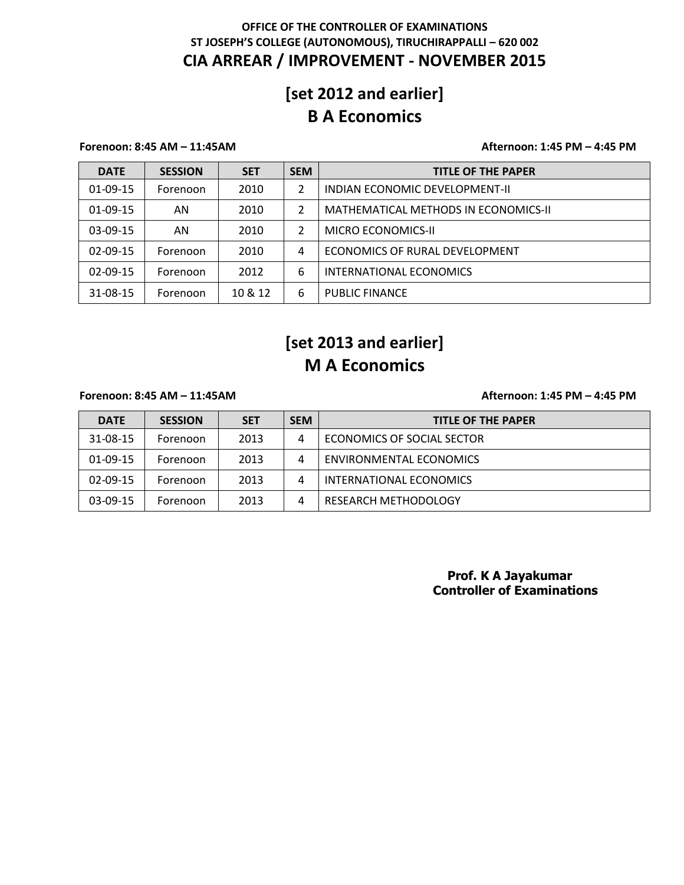**OFFICE OF THE CONTROLLER OF EXAMINATIONS**
**ST JOSEPH'S COLLEGE (AUTONOMOUS), TIRUCHIRAPPALLI – 620 002**

# CIA ARREAR / IMPROVEMENT - NOVEMBER 2015

## [set 2012 and earlier]
## B A Economics

**Forenoon: 8:45 AM – 11:45AM** **Afternoon: 1:45 PM – 4:45 PM**

| DATE | SESSION | SET | SEM | TITLE OF THE PAPER |
|---|---|---|---|---|
| 01-09-15 | Forenoon | 2010 | 2 | INDIAN ECONOMIC DEVELOPMENT-II |
| 01-09-15 | AN | 2010 | 2 | MATHEMATICAL METHODS IN ECONOMICS-II |
| 03-09-15 | AN | 2010 | 2 | MICRO ECONOMICS-II |
| 02-09-15 | Forenoon | 2010 | 4 | ECONOMICS OF RURAL DEVELOPMENT |
| 02-09-15 | Forenoon | 2012 | 6 | INTERNATIONAL ECONOMICS |
| 31-08-15 | Forenoon | 10 & 12 | 6 | PUBLIC FINANCE |

## [set 2013 and earlier]
## M A Economics

**Forenoon: 8:45 AM – 11:45AM** **Afternoon: 1:45 PM – 4:45 PM**

| DATE | SESSION | SET | SEM | TITLE OF THE PAPER |
|---|---|---|---|---|
| 31-08-15 | Forenoon | 2013 | 4 | ECONOMICS OF SOCIAL SECTOR |
| 01-09-15 | Forenoon | 2013 | 4 | ENVIRONMENTAL ECONOMICS |
| 02-09-15 | Forenoon | 2013 | 4 | INTERNATIONAL ECONOMICS |
| 03-09-15 | Forenoon | 2013 | 4 | RESEARCH METHODOLOGY |

**Prof. K A Jayakumar**
**Controller of Examinations**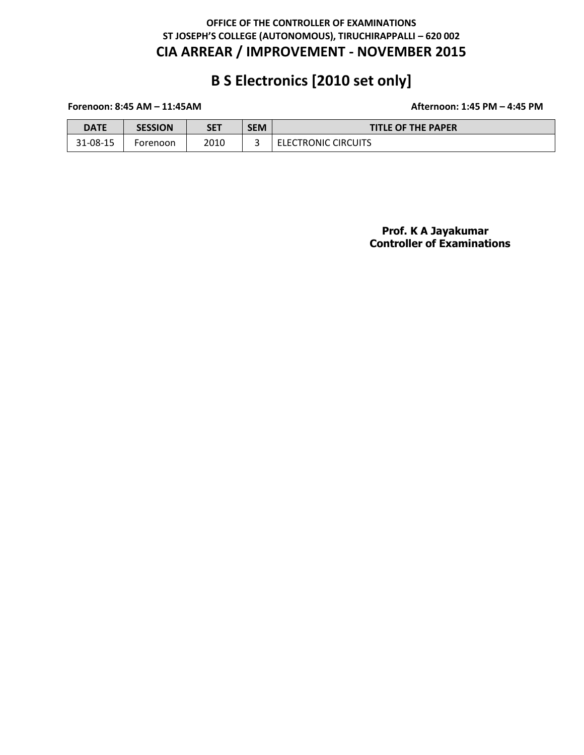**OFFICE OF THE CONTROLLER OF EXAMINATIONS**
**ST JOSEPH'S COLLEGE (AUTONOMOUS), TIRUCHIRAPPALLI – 620 002**

# CIA ARREAR / IMPROVEMENT - NOVEMBER 2015

## B S Electronics [2010 set only]

**Forenoon: 8:45 AM – 11:45AM** **Afternoon: 1:45 PM – 4:45 PM**

| DATE | SESSION | SET | SEM | TITLE OF THE PAPER |
|---|---|---|---|---|
| 31-08-15 | Forenoon | 2010 | 3 | ELECTRONIC CIRCUITS |

**Prof. K A Jayakumar**
**Controller of Examinations**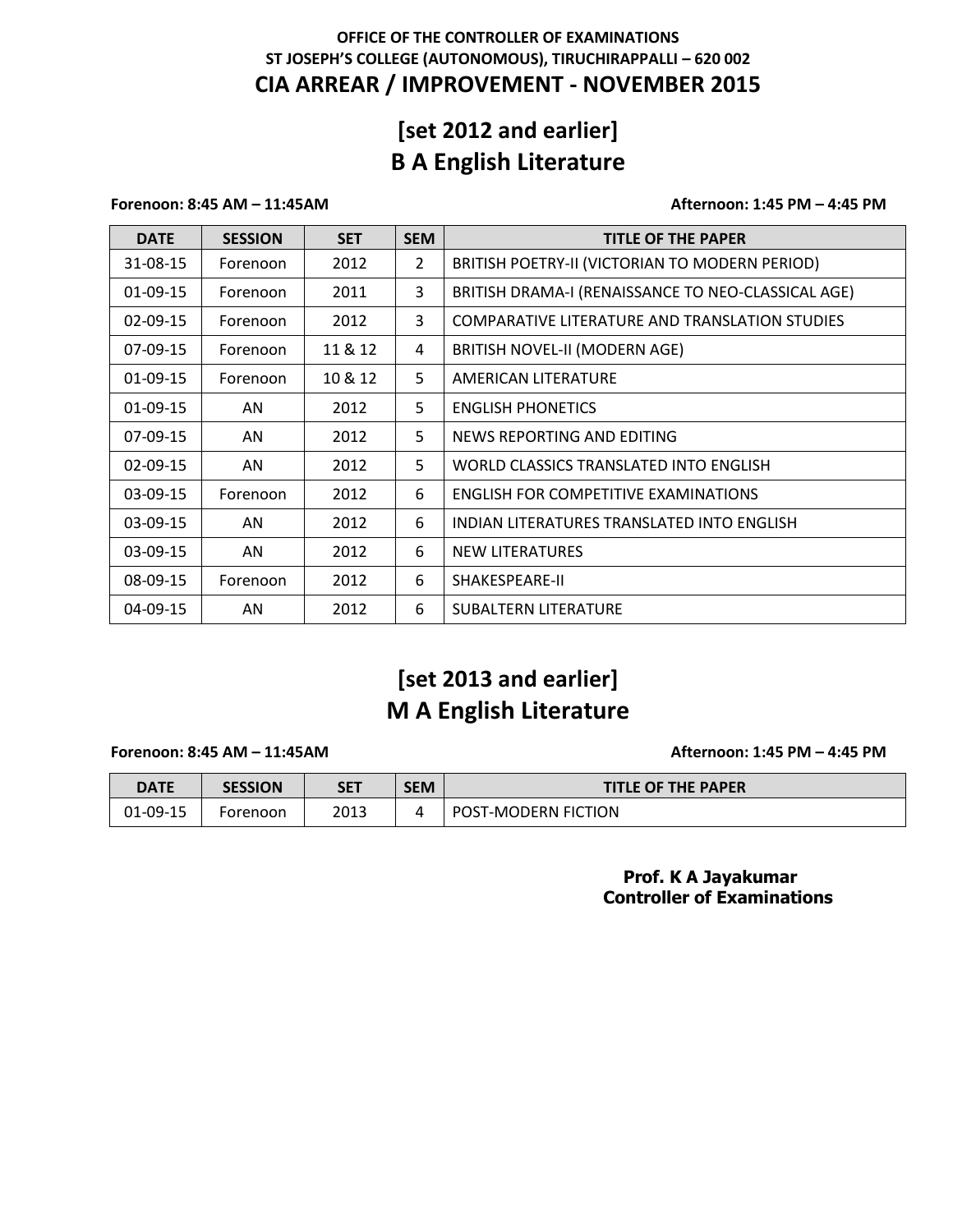**OFFICE OF THE CONTROLLER OF EXAMINATIONS**
**ST JOSEPH'S COLLEGE (AUTONOMOUS), TIRUCHIRAPPALLI – 620 002**

# CIA ARREAR / IMPROVEMENT - NOVEMBER 2015

## [set 2012 and earlier]
## B A English Literature

**Forenoon: 8:45 AM – 11:45AM** **Afternoon: 1:45 PM – 4:45 PM**

| DATE | SESSION | SET | SEM | TITLE OF THE PAPER |
|---|---|---|---|---|
| 31-08-15 | Forenoon | 2012 | 2 | BRITISH POETRY-II (VICTORIAN TO MODERN PERIOD) |
| 01-09-15 | Forenoon | 2011 | 3 | BRITISH DRAMA-I (RENAISSANCE TO NEO-CLASSICAL AGE) |
| 02-09-15 | Forenoon | 2012 | 3 | COMPARATIVE LITERATURE AND TRANSLATION STUDIES |
| 07-09-15 | Forenoon | 11 & 12 | 4 | BRITISH NOVEL-II (MODERN AGE) |
| 01-09-15 | Forenoon | 10 & 12 | 5 | AMERICAN LITERATURE |
| 01-09-15 | AN | 2012 | 5 | ENGLISH PHONETICS |
| 07-09-15 | AN | 2012 | 5 | NEWS REPORTING AND EDITING |
| 02-09-15 | AN | 2012 | 5 | WORLD CLASSICS TRANSLATED INTO ENGLISH |
| 03-09-15 | Forenoon | 2012 | 6 | ENGLISH FOR COMPETITIVE EXAMINATIONS |
| 03-09-15 | AN | 2012 | 6 | INDIAN LITERATURES TRANSLATED INTO ENGLISH |
| 03-09-15 | AN | 2012 | 6 | NEW LITERATURES |
| 08-09-15 | Forenoon | 2012 | 6 | SHAKESPEARE-II |
| 04-09-15 | AN | 2012 | 6 | SUBALTERN LITERATURE |

## [set 2013 and earlier]
## M A English Literature

**Forenoon: 8:45 AM – 11:45AM** **Afternoon: 1:45 PM – 4:45 PM**

| DATE | SESSION | SET | SEM | TITLE OF THE PAPER |
|---|---|---|---|---|
| 01-09-15 | Forenoon | 2013 | 4 | POST-MODERN FICTION |

**Prof. K A Jayakumar**
**Controller of Examinations**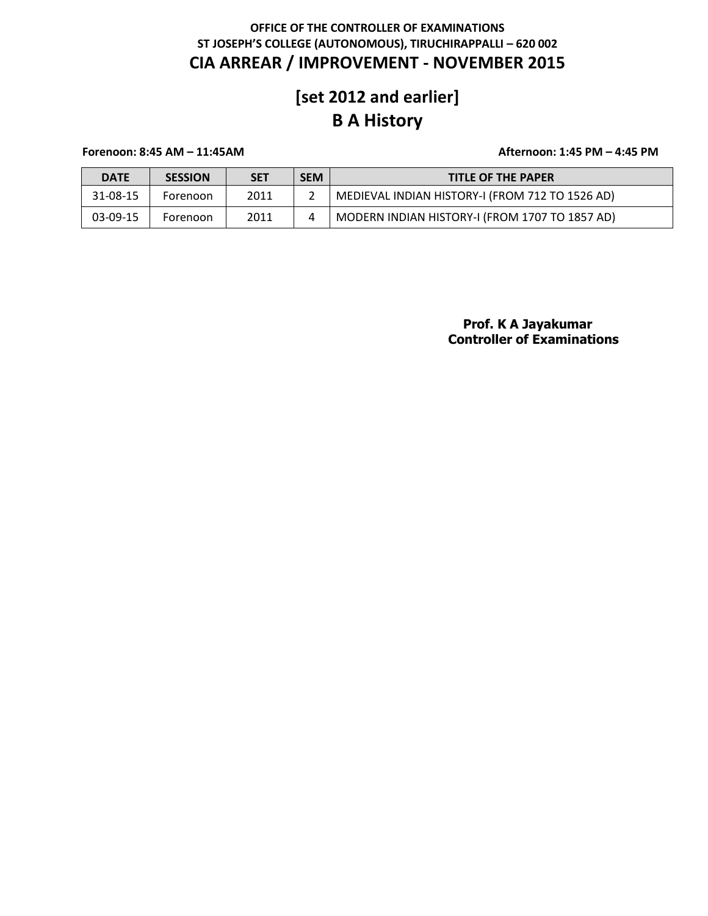**OFFICE OF THE CONTROLLER OF EXAMINATIONS**
**ST JOSEPH'S COLLEGE (AUTONOMOUS), TIRUCHIRAPPALLI – 620 002**

# CIA ARREAR / IMPROVEMENT - NOVEMBER 2015

## [set 2012 and earlier]
## B A History

**Forenoon: 8:45 AM – 11:45AM** **Afternoon: 1:45 PM – 4:45 PM**

| DATE | SESSION | SET | SEM | TITLE OF THE PAPER |
|---|---|---|---|---|
| 31-08-15 | Forenoon | 2011 | 2 | MEDIEVAL INDIAN HISTORY-I (FROM 712 TO 1526 AD) |
| 03-09-15 | Forenoon | 2011 | 4 | MODERN INDIAN HISTORY-I (FROM 1707 TO 1857 AD) |

**Prof. K A Jayakumar**
**Controller of Examinations**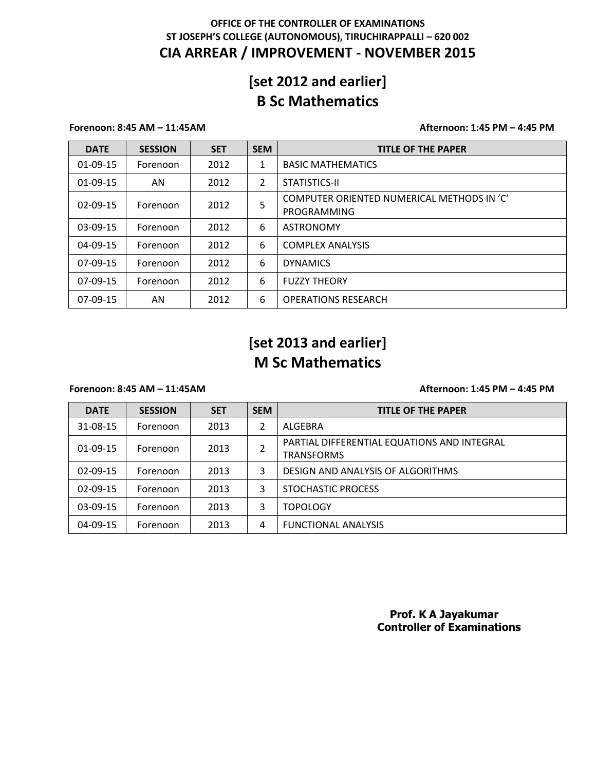**OFFICE OF THE CONTROLLER OF EXAMINATIONS**
**ST JOSEPH'S COLLEGE (AUTONOMOUS), TIRUCHIRAPPALLI – 620 002**

# CIA ARREAR / IMPROVEMENT - NOVEMBER 2015

## [set 2012 and earlier]
## B Sc Mathematics

**Forenoon: 8:45 AM – 11:45AM** **Afternoon: 1:45 PM – 4:45 PM**

| DATE | SESSION | SET | SEM | TITLE OF THE PAPER |
|---|---|---|---|---|
| 01-09-15 | Forenoon | 2012 | 1 | BASIC MATHEMATICS |
| 01-09-15 | AN | 2012 | 2 | STATISTICS-II |
| 02-09-15 | Forenoon | 2012 | 5 | COMPUTER ORIENTED NUMERICAL METHODS IN 'C' PROGRAMMING |
| 03-09-15 | Forenoon | 2012 | 6 | ASTRONOMY |
| 04-09-15 | Forenoon | 2012 | 6 | COMPLEX ANALYSIS |
| 07-09-15 | Forenoon | 2012 | 6 | DYNAMICS |
| 07-09-15 | Forenoon | 2012 | 6 | FUZZY THEORY |
| 07-09-15 | AN | 2012 | 6 | OPERATIONS RESEARCH |

## [set 2013 and earlier]
## M Sc Mathematics

**Forenoon: 8:45 AM – 11:45AM** **Afternoon: 1:45 PM – 4:45 PM**

| DATE | SESSION | SET | SEM | TITLE OF THE PAPER |
|---|---|---|---|---|
| 31-08-15 | Forenoon | 2013 | 2 | ALGEBRA |
| 01-09-15 | Forenoon | 2013 | 2 | PARTIAL DIFFERENTIAL EQUATIONS AND INTEGRAL TRANSFORMS |
| 02-09-15 | Forenoon | 2013 | 3 | DESIGN AND ANALYSIS OF ALGORITHMS |
| 02-09-15 | Forenoon | 2013 | 3 | STOCHASTIC PROCESS |
| 03-09-15 | Forenoon | 2013 | 3 | TOPOLOGY |
| 04-09-15 | Forenoon | 2013 | 4 | FUNCTIONAL ANALYSIS |

**Prof. K A Jayakumar**
**Controller of Examinations**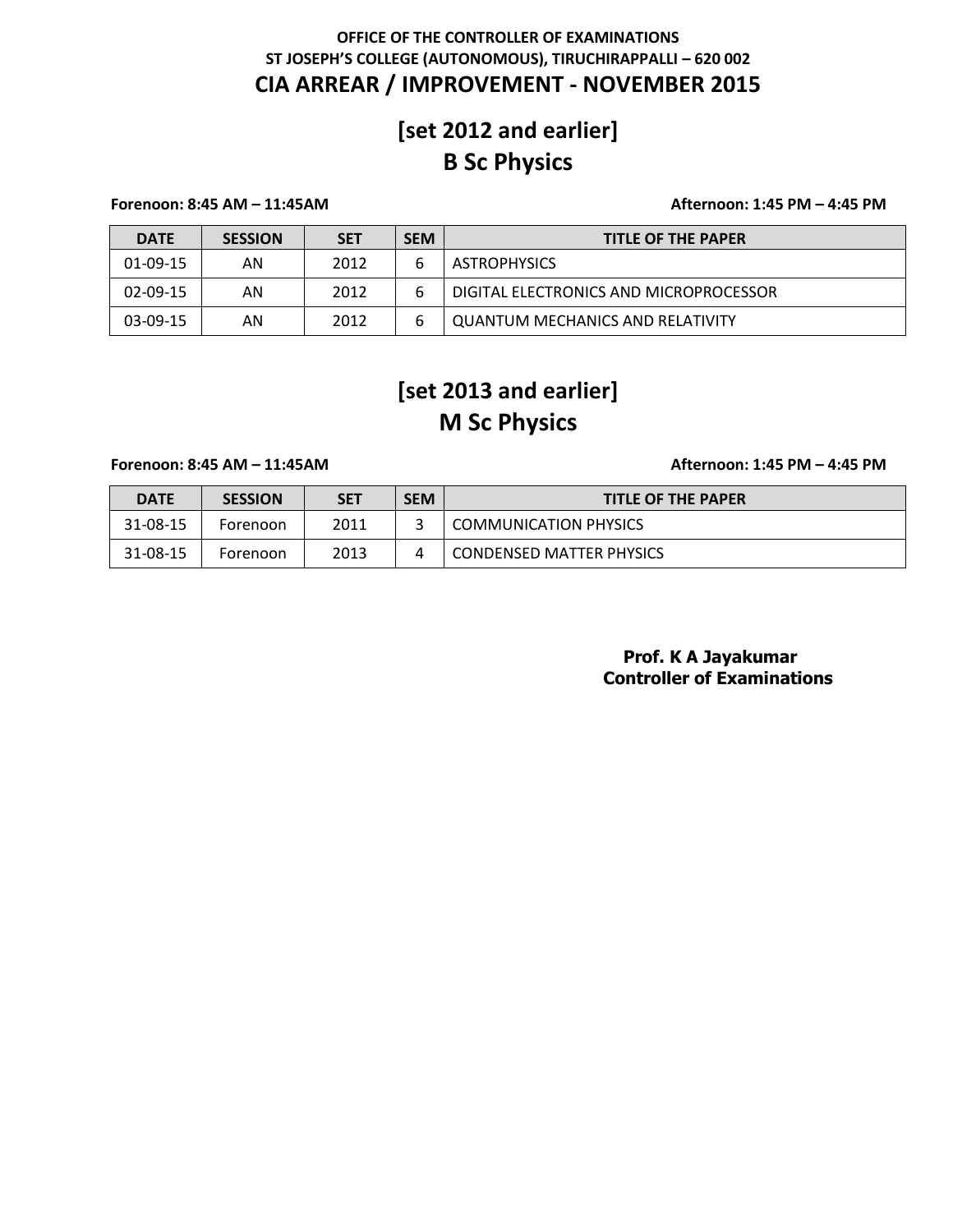**OFFICE OF THE CONTROLLER OF EXAMINATIONS**

**ST JOSEPH'S COLLEGE (AUTONOMOUS), TIRUCHIRAPPALLI – 620 002**

# CIA ARREAR / IMPROVEMENT - NOVEMBER 2015

## [set 2012 and earlier]
## B Sc Physics

**Forenoon: 8:45 AM – 11:45AM** **Afternoon: 1:45 PM – 4:45 PM**

| DATE | SESSION | SET | SEM | TITLE OF THE PAPER |
|---|---|---|---|---|
| 01-09-15 | AN | 2012 | 6 | ASTROPHYSICS |
| 02-09-15 | AN | 2012 | 6 | DIGITAL ELECTRONICS AND MICROPROCESSOR |
| 03-09-15 | AN | 2012 | 6 | QUANTUM MECHANICS AND RELATIVITY |

## [set 2013 and earlier]
## M Sc Physics

**Forenoon: 8:45 AM – 11:45AM** **Afternoon: 1:45 PM – 4:45 PM**

| DATE | SESSION | SET | SEM | TITLE OF THE PAPER |
|---|---|---|---|---|
| 31-08-15 | Forenoon | 2011 | 3 | COMMUNICATION PHYSICS |
| 31-08-15 | Forenoon | 2013 | 4 | CONDENSED MATTER PHYSICS |

**Prof. K A Jayakumar**
**Controller of Examinations**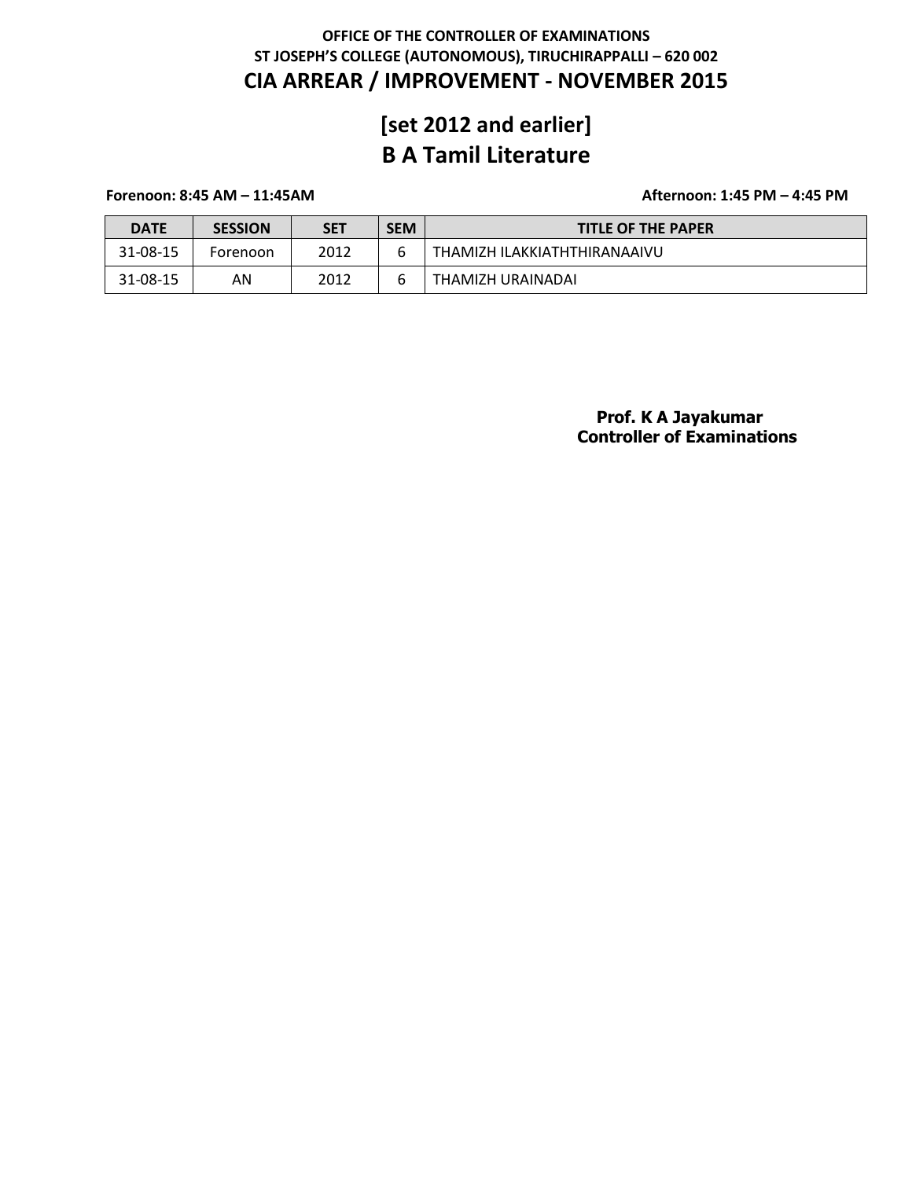**OFFICE OF THE CONTROLLER OF EXAMINATIONS**
**ST JOSEPH'S COLLEGE (AUTONOMOUS), TIRUCHIRAPPALLI – 620 002**

# CIA ARREAR / IMPROVEMENT - NOVEMBER 2015

## [set 2012 and earlier]
## B A Tamil Literature

**Forenoon: 8:45 AM – 11:45AM** **Afternoon: 1:45 PM – 4:45 PM**

| DATE | SESSION | SET | SEM | TITLE OF THE PAPER |
|---|---|---|---|---|
| 31-08-15 | Forenoon | 2012 | 6 | THAMIZH ILAKKIATHTHIRANAAIVU |
| 31-08-15 | AN | 2012 | 6 | THAMIZH URAINADAI |

**Prof. K A Jayakumar**
**Controller of Examinations**